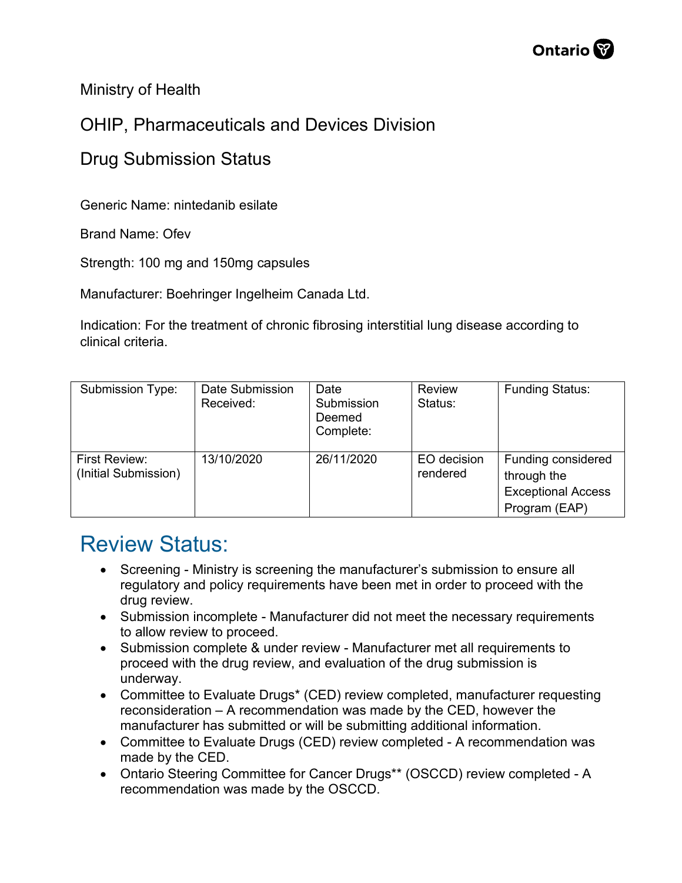Ministry of Health

OHIP, Pharmaceuticals and Devices Division

Drug Submission Status

Generic Name: nintedanib esilate

Brand Name: Ofev

Strength: 100 mg and 150mg capsules

Manufacturer: Boehringer Ingelheim Canada Ltd.

Indication: For the treatment of chronic fibrosing interstitial lung disease according to clinical criteria.

| Submission Type: | Date Submission Received: | Date Submission Deemed Complete: | Review Status: | Funding Status: |
|---|---|---|---|---|
| First Review: (Initial Submission) | 13/10/2020 | 26/11/2020 | EO decision rendered | Funding considered through the Exceptional Access Program (EAP) |

## Review Status:

- Screening - Ministry is screening the manufacturer's submission to ensure all regulatory and policy requirements have been met in order to proceed with the drug review.
- Submission incomplete - Manufacturer did not meet the necessary requirements to allow review to proceed.
- Submission complete & under review - Manufacturer met all requirements to proceed with the drug review, and evaluation of the drug submission is underway.
- Committee to Evaluate Drugs* (CED) review completed, manufacturer requesting reconsideration – A recommendation was made by the CED, however the manufacturer has submitted or will be submitting additional information.
- Committee to Evaluate Drugs (CED) review completed - A recommendation was made by the CED.
- Ontario Steering Committee for Cancer Drugs** (OSCCD) review completed - A recommendation was made by the OSCCD.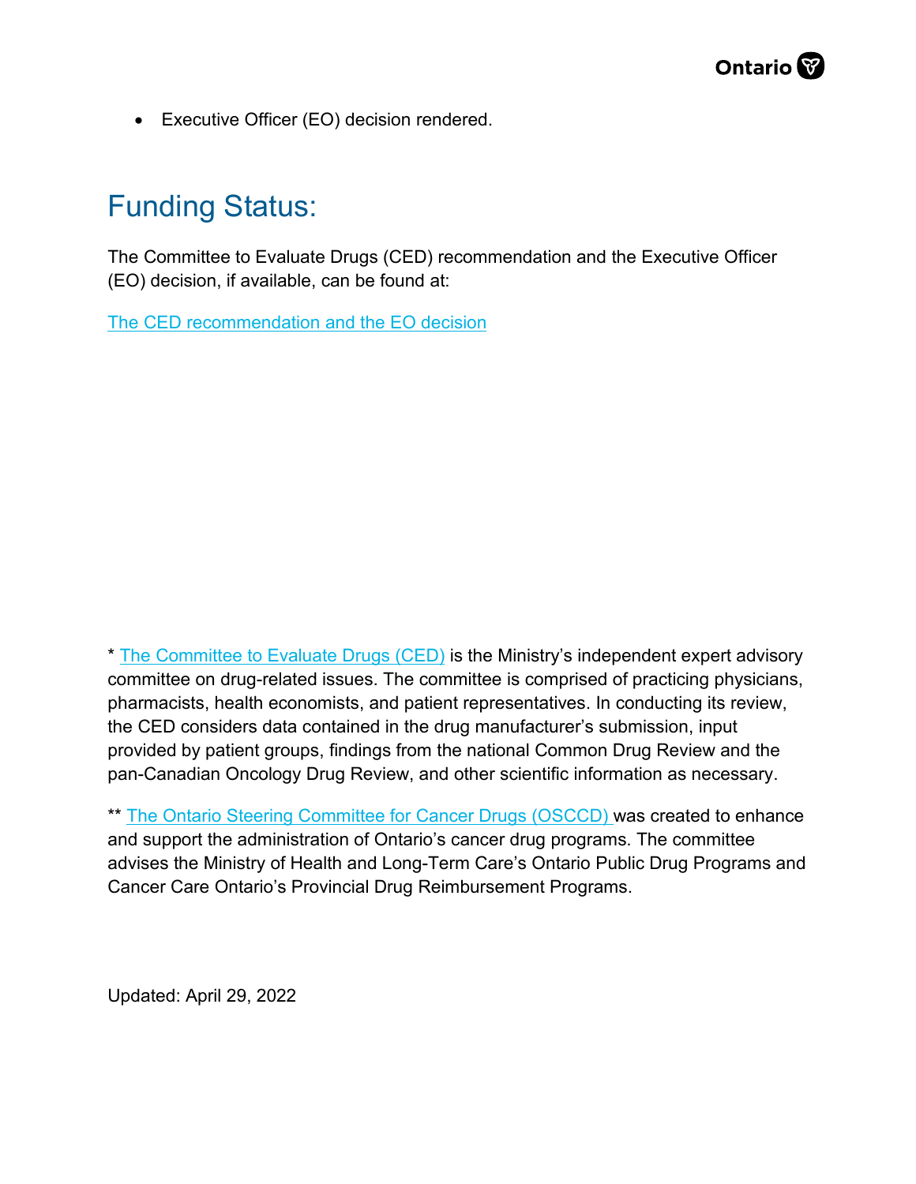- Executive Officer (EO) decision rendered.

## Funding Status:

The Committee to Evaluate Drugs (CED) recommendation and the Executive Officer (EO) decision, if available, can be found at:

The CED recommendation and the EO decision

* The Committee to Evaluate Drugs (CED) is the Ministry's independent expert advisory committee on drug-related issues. The committee is comprised of practicing physicians, pharmacists, health economists, and patient representatives. In conducting its review, the CED considers data contained in the drug manufacturer's submission, input provided by patient groups, findings from the national Common Drug Review and the pan-Canadian Oncology Drug Review, and other scientific information as necessary.

** The Ontario Steering Committee for Cancer Drugs (OSCCD) was created to enhance and support the administration of Ontario's cancer drug programs. The committee advises the Ministry of Health and Long-Term Care's Ontario Public Drug Programs and Cancer Care Ontario's Provincial Drug Reimbursement Programs.

Updated: April 29, 2022